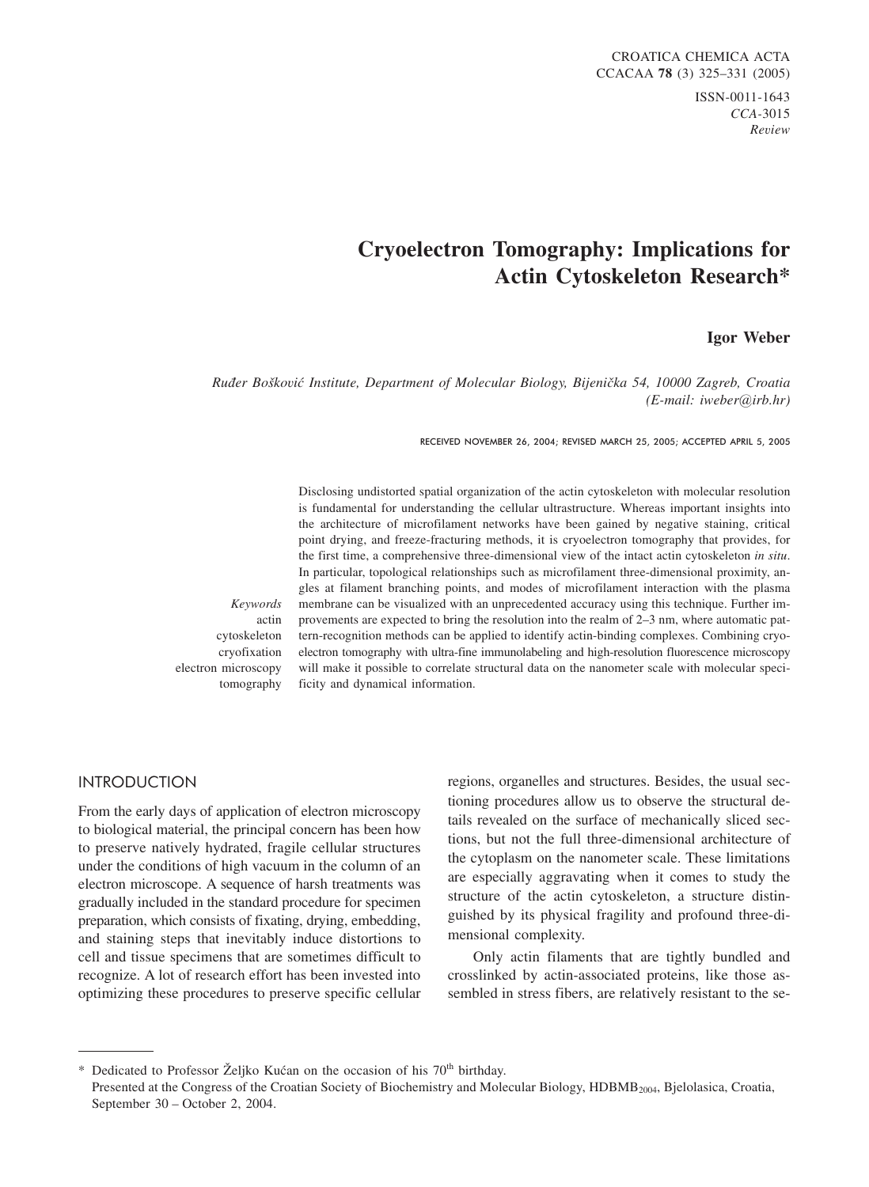# Cryoelectron Tomography: Implications for Actin Cytoskeleton Research*

**Igor Weber**

*Ruđer Bošković Institute, Department of Molecular Biology, Bijenička 54, 10000 Zagreb, Croatia (E-mail: iweber@irb.hr)*

RECEIVED NOVEMBER 26, 2004; REVISED MARCH 25, 2005; ACCEPTED APRIL 5, 2005

*Keywords*
actin
cytoskeleton
cryofixation
electron microscopy
tomography

Disclosing undistorted spatial organization of the actin cytoskeleton with molecular resolution is fundamental for understanding the cellular ultrastructure. Whereas important insights into the architecture of microfilament networks have been gained by negative staining, critical point drying, and freeze-fracturing methods, it is cryoelectron tomography that provides, for the first time, a comprehensive three-dimensional view of the intact actin cytoskeleton *in situ*. In particular, topological relationships such as microfilament three-dimensional proximity, angles at filament branching points, and modes of microfilament interaction with the plasma membrane can be visualized with an unprecedented accuracy using this technique. Further improvements are expected to bring the resolution into the realm of 2–3 nm, where automatic pattern-recognition methods can be applied to identify actin-binding complexes. Combining cryoelectron tomography with ultra-fine immunolabeling and high-resolution fluorescence microscopy will make it possible to correlate structural data on the nanometer scale with molecular specificity and dynamical information.

## INTRODUCTION

From the early days of application of electron microscopy to biological material, the principal concern has been how to preserve natively hydrated, fragile cellular structures under the conditions of high vacuum in the column of an electron microscope. A sequence of harsh treatments was gradually included in the standard procedure for specimen preparation, which consists of fixating, drying, embedding, and staining steps that inevitably induce distortions to cell and tissue specimens that are sometimes difficult to recognize. A lot of research effort has been invested into optimizing these procedures to preserve specific cellular regions, organelles and structures. Besides, the usual sectioning procedures allow us to observe the structural details revealed on the surface of mechanically sliced sections, but not the full three-dimensional architecture of the cytoplasm on the nanometer scale. These limitations are especially aggravating when it comes to study the structure of the actin cytoskeleton, a structure distinguished by its physical fragility and profound three-dimensional complexity.

Only actin filaments that are tightly bundled and crosslinked by actin-associated proteins, like those assembled in stress fibers, are relatively resistant to the se-

---

\* Dedicated to Professor Željko Kućan on the occasion of his 70[th] birthday.
Presented at the Congress of the Croatian Society of Biochemistry and Molecular Biology, $HDBMB_{2004}$, Bjelolasica, Croatia, September 30 – October 2, 2004.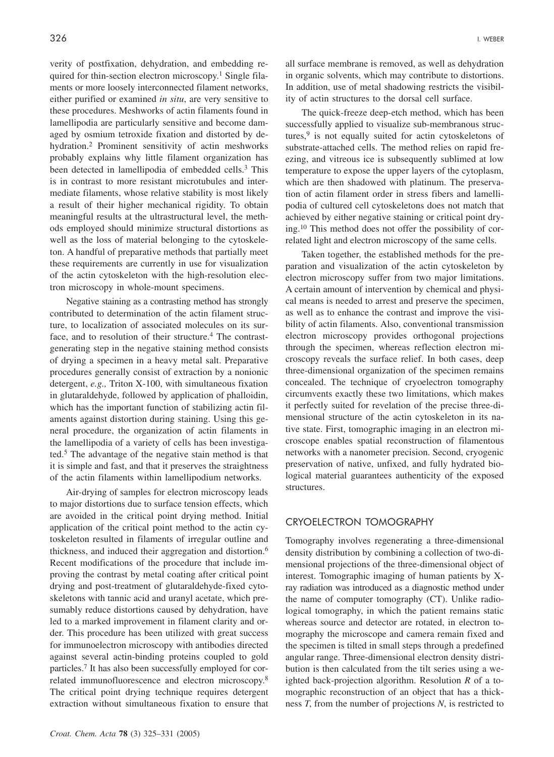verity of postfixation, dehydration, and embedding required for thin-section electron microscopy.[1] Single filaments or more loosely interconnected filament networks, either purified or examined *in situ*, are very sensitive to these procedures. Meshworks of actin filaments found in lamellipodia are particularly sensitive and become damaged by osmium tetroxide fixation and distorted by dehydration.[2] Prominent sensitivity of actin meshworks probably explains why little filament organization has been detected in lamellipodia of embedded cells.[3] This is in contrast to more resistant microtubules and intermediate filaments, whose relative stability is most likely a result of their higher mechanical rigidity. To obtain meaningful results at the ultrastructural level, the methods employed should minimize structural distortions as well as the loss of material belonging to the cytoskeleton. A handful of preparative methods that partially meet these requirements are currently in use for visualization of the actin cytoskeleton with the high-resolution electron microscopy in whole-mount specimens.

Negative staining as a contrasting method has strongly contributed to determination of the actin filament structure, to localization of associated molecules on its surface, and to resolution of their structure.[4] The contrast-generating step in the negative staining method consists of drying a specimen in a heavy metal salt. Preparative procedures generally consist of extraction by a nonionic detergent, *e.g.,* Triton X-100, with simultaneous fixation in glutaraldehyde, followed by application of phalloidin, which has the important function of stabilizing actin filaments against distortion during staining. Using this general procedure, the organization of actin filaments in the lamellipodia of a variety of cells has been investigated.[5] The advantage of the negative stain method is that it is simple and fast, and that it preserves the straightness of the actin filaments within lamellipodium networks.

Air-drying of samples for electron microscopy leads to major distortions due to surface tension effects, which are avoided in the critical point drying method. Initial application of the critical point method to the actin cytoskeleton resulted in filaments of irregular outline and thickness, and induced their aggregation and distortion.[6] Recent modifications of the procedure that include improving the contrast by metal coating after critical point drying and post-treatment of glutaraldehyde-fixed cytoskeletons with tannic acid and uranyl acetate, which presumably reduce distortions caused by dehydration, have led to a marked improvement in filament clarity and order. This procedure has been utilized with great success for immunoelectron microscopy with antibodies directed against several actin-binding proteins coupled to gold particles.[7] It has also been successfully employed for correlated immunofluorescence and electron microscopy.[8] The critical point drying technique requires detergent extraction without simultaneous fixation to ensure that all surface membrane is removed, as well as dehydration in organic solvents, which may contribute to distortions. In addition, use of metal shadowing restricts the visibility of actin structures to the dorsal cell surface.

The quick-freeze deep-etch method, which has been successfully applied to visualize sub-membranous structures,[9] is not equally suited for actin cytoskeletons of substrate-attached cells. The method relies on rapid freezing, and vitreous ice is subsequently sublimed at low temperature to expose the upper layers of the cytoplasm, which are then shadowed with platinum. The preservation of actin filament order in stress fibers and lamellipodia of cultured cell cytoskeletons does not match that achieved by either negative staining or critical point drying.[10] This method does not offer the possibility of correlated light and electron microscopy of the same cells.

Taken together, the established methods for the preparation and visualization of the actin cytoskeleton by electron microscopy suffer from two major limitations. A certain amount of intervention by chemical and physical means is needed to arrest and preserve the specimen, as well as to enhance the contrast and improve the visibility of actin filaments. Also, conventional transmission electron microscopy provides orthogonal projections through the specimen, whereas reflection electron microscopy reveals the surface relief. In both cases, deep three-dimensional organization of the specimen remains concealed. The technique of cryoelectron tomography circumvents exactly these two limitations, which makes it perfectly suited for revelation of the precise three-dimensional structure of the actin cytoskeleton in its native state. First, tomographic imaging in an electron microscope enables spatial reconstruction of filamentous networks with a nanometer precision. Second, cryogenic preservation of native, unfixed, and fully hydrated biological material guarantees authenticity of the exposed structures.

## CRYOELECTRON TOMOGRAPHY

Tomography involves regenerating a three-dimensional density distribution by combining a collection of two-dimensional projections of the three-dimensional object of interest. Tomographic imaging of human patients by X-ray radiation was introduced as a diagnostic method under the name of computer tomography (CT). Unlike radiological tomography, in which the patient remains static whereas source and detector are rotated, in electron tomography the microscope and camera remain fixed and the specimen is tilted in small steps through a predefined angular range. Three-dimensional electron density distribution is then calculated from the tilt series using a weighted back-projection algorithm. Resolution $R$ of a tomographic reconstruction of an object that has a thickness $T$, from the number of projections $N$, is restricted to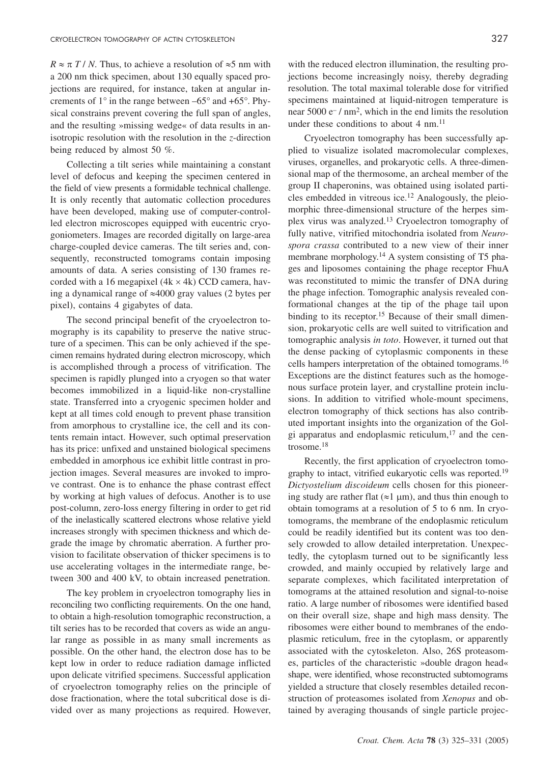$R \approx \pi\, T / N$. Thus, to achieve a resolution of ≈5 nm with a 200 nm thick specimen, about 130 equally spaced projections are required, for instance, taken at angular increments of 1° in the range between –65° and +65°. Physical constrains prevent covering the full span of angles, and the resulting »missing wedge« of data results in anisotropic resolution with the resolution in the *z*-direction being reduced by almost 50 %.

Collecting a tilt series while maintaining a constant level of defocus and keeping the specimen centered in the field of view presents a formidable technical challenge. It is only recently that automatic collection procedures have been developed, making use of computer-controlled electron microscopes equipped with eucentric cryogoniometers. Images are recorded digitally on large-area charge-coupled device cameras. The tilt series and, consequently, reconstructed tomograms contain imposing amounts of data. A series consisting of 130 frames recorded with a 16 megapixel (4k × 4k) CCD camera, having a dynamical range of ≈4000 gray values (2 bytes per pixel), contains 4 gigabytes of data.

The second principal benefit of the cryoelectron tomography is its capability to preserve the native structure of a specimen. This can be only achieved if the specimen remains hydrated during electron microscopy, which is accomplished through a process of vitrification. The specimen is rapidly plunged into a cryogen so that water becomes immobilized in a liquid-like non-crystalline state. Transferred into a cryogenic specimen holder and kept at all times cold enough to prevent phase transition from amorphous to crystalline ice, the cell and its contents remain intact. However, such optimal preservation has its price: unfixed and unstained biological specimens embedded in amorphous ice exhibit little contrast in projection images. Several measures are invoked to improve contrast. One is to enhance the phase contrast effect by working at high values of defocus. Another is to use post-column, zero-loss energy filtering in order to get rid of the inelastically scattered electrons whose relative yield increases strongly with specimen thickness and which degrade the image by chromatic aberration. A further provision to facilitate observation of thicker specimens is to use accelerating voltages in the intermediate range, between 300 and 400 kV, to obtain increased penetration.

The key problem in cryoelectron tomography lies in reconciling two conflicting requirements. On the one hand, to obtain a high-resolution tomographic reconstruction, a tilt series has to be recorded that covers as wide an angular range as possible in as many small increments as possible. On the other hand, the electron dose has to be kept low in order to reduce radiation damage inflicted upon delicate vitrified specimens. Successful application of cryoelectron tomography relies on the principle of dose fractionation, where the total subcritical dose is divided over as many projections as required. However, with the reduced electron illumination, the resulting projections become increasingly noisy, thereby degrading resolution. The total maximal tolerable dose for vitrified specimens maintained at liquid-nitrogen temperature is near 5000 $e^- / nm^2$, which in the end limits the resolution under these conditions to about 4 nm.[11]

Cryoelectron tomography has been successfully applied to visualize isolated macromolecular complexes, viruses, organelles, and prokaryotic cells. A three-dimensional map of the thermosome, an archeal member of the group II chaperonins, was obtained using isolated particles embedded in vitreous ice.[12] Analogously, the pleiomorphic three-dimensional structure of the herpes simplex virus was analyzed.[13] Cryoelectron tomography of fully native, vitrified mitochondria isolated from *Neurospora crassa* contributed to a new view of their inner membrane morphology.[14] A system consisting of T5 phages and liposomes containing the phage receptor FhuA was reconstituted to mimic the transfer of DNA during the phage infection. Tomographic analysis revealed conformational changes at the tip of the phage tail upon binding to its receptor.[15] Because of their small dimension, prokaryotic cells are well suited to vitrification and tomographic analysis *in toto*. However, it turned out that the dense packing of cytoplasmic components in these cells hampers interpretation of the obtained tomograms.[16] Exceptions are the distinct features such as the homogenous surface protein layer, and crystalline protein inclusions. In addition to vitrified whole-mount specimens, electron tomography of thick sections has also contributed important insights into the organization of the Golgi apparatus and endoplasmic reticulum,[17] and the centrosome.[18]

Recently, the first application of cryoelectron tomography to intact, vitrified eukaryotic cells was reported.[19] *Dictyostelium discoideum* cells chosen for this pioneering study are rather flat (≈1 μm), and thus thin enough to obtain tomograms at a resolution of 5 to 6 nm. In cryotomograms, the membrane of the endoplasmic reticulum could be readily identified but its content was too densely crowded to allow detailed interpretation. Unexpectedly, the cytoplasm turned out to be significantly less crowded, and mainly occupied by relatively large and separate complexes, which facilitated interpretation of tomograms at the attained resolution and signal-to-noise ratio. A large number of ribosomes were identified based on their overall size, shape and high mass density. The ribosomes were either bound to membranes of the endoplasmic reticulum, free in the cytoplasm, or apparently associated with the cytoskeleton. Also, 26S proteasomes, particles of the characteristic »double dragon head« shape, were identified, whose reconstructed subtomograms yielded a structure that closely resembles detailed reconstruction of proteasomes isolated from *Xenopus* and obtained by averaging thousands of single particle projec-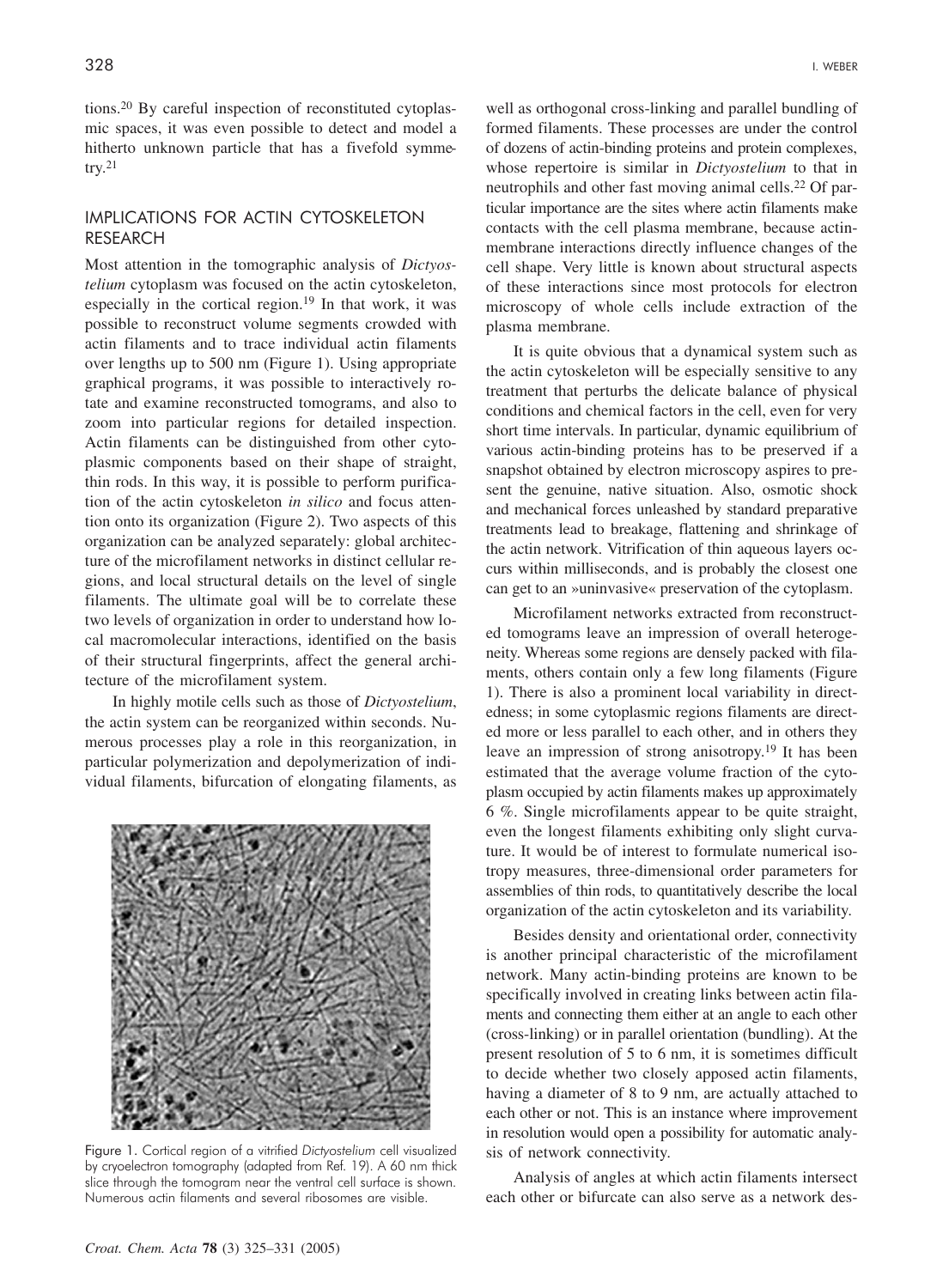tions.[20] By careful inspection of reconstituted cytoplasmic spaces, it was even possible to detect and model a hitherto unknown particle that has a fivefold symmetry.[21]

## IMPLICATIONS FOR ACTIN CYTOSKELETON RESEARCH

Most attention in the tomographic analysis of *Dictyostelium* cytoplasm was focused on the actin cytoskeleton, especially in the cortical region.[19] In that work, it was possible to reconstruct volume segments crowded with actin filaments and to trace individual actin filaments over lengths up to 500 nm (Figure 1). Using appropriate graphical programs, it was possible to interactively rotate and examine reconstructed tomograms, and also to zoom into particular regions for detailed inspection. Actin filaments can be distinguished from other cytoplasmic components based on their shape of straight, thin rods. In this way, it is possible to perform purification of the actin cytoskeleton *in silico* and focus attention onto its organization (Figure 2). Two aspects of this organization can be analyzed separately: global architecture of the microfilament networks in distinct cellular regions, and local structural details on the level of single filaments. The ultimate goal will be to correlate these two levels of organization in order to understand how local macromolecular interactions, identified on the basis of their structural fingerprints, affect the general architecture of the microfilament system.

In highly motile cells such as those of *Dictyostelium*, the actin system can be reorganized within seconds. Numerous processes play a role in this reorganization, in particular polymerization and depolymerization of individual filaments, bifurcation of elongating filaments, as well as orthogonal cross-linking and parallel bundling of formed filaments. These processes are under the control of dozens of actin-binding proteins and protein complexes, whose repertoire is similar in *Dictyostelium* to that in neutrophils and other fast moving animal cells.[22] Of particular importance are the sites where actin filaments make contacts with the cell plasma membrane, because actin-membrane interactions directly influence changes of the cell shape. Very little is known about structural aspects of these interactions since most protocols for electron microscopy of whole cells include extraction of the plasma membrane.

Figure 1. Cortical region of a vitrified *Dictyostelium* cell visualized by cryoelectron tomography (adapted from Ref. 19). A 60 nm thick slice through the tomogram near the ventral cell surface is shown. Numerous actin filaments and several ribosomes are visible.

It is quite obvious that a dynamical system such as the actin cytoskeleton will be especially sensitive to any treatment that perturbs the delicate balance of physical conditions and chemical factors in the cell, even for very short time intervals. In particular, dynamic equilibrium of various actin-binding proteins has to be preserved if a snapshot obtained by electron microscopy aspires to present the genuine, native situation. Also, osmotic shock and mechanical forces unleashed by standard preparative treatments lead to breakage, flattening and shrinkage of the actin network. Vitrification of thin aqueous layers occurs within milliseconds, and is probably the closest one can get to an »uninvasive« preservation of the cytoplasm.

Microfilament networks extracted from reconstructed tomograms leave an impression of overall heterogeneity. Whereas some regions are densely packed with filaments, others contain only a few long filaments (Figure 1). There is also a prominent local variability in directedness; in some cytoplasmic regions filaments are directed more or less parallel to each other, and in others they leave an impression of strong anisotropy.[19] It has been estimated that the average volume fraction of the cytoplasm occupied by actin filaments makes up approximately 6 %. Single microfilaments appear to be quite straight, even the longest filaments exhibiting only slight curvature. It would be of interest to formulate numerical isotropy measures, three-dimensional order parameters for assemblies of thin rods, to quantitatively describe the local organization of the actin cytoskeleton and its variability.

Besides density and orientational order, connectivity is another principal characteristic of the microfilament network. Many actin-binding proteins are known to be specifically involved in creating links between actin filaments and connecting them either at an angle to each other (cross-linking) or in parallel orientation (bundling). At the present resolution of 5 to 6 nm, it is sometimes difficult to decide whether two closely apposed actin filaments, having a diameter of 8 to 9 nm, are actually attached to each other or not. This is an instance where improvement in resolution would open a possibility for automatic analysis of network connectivity.

Analysis of angles at which actin filaments intersect each other or bifurcate can also serve as a network des-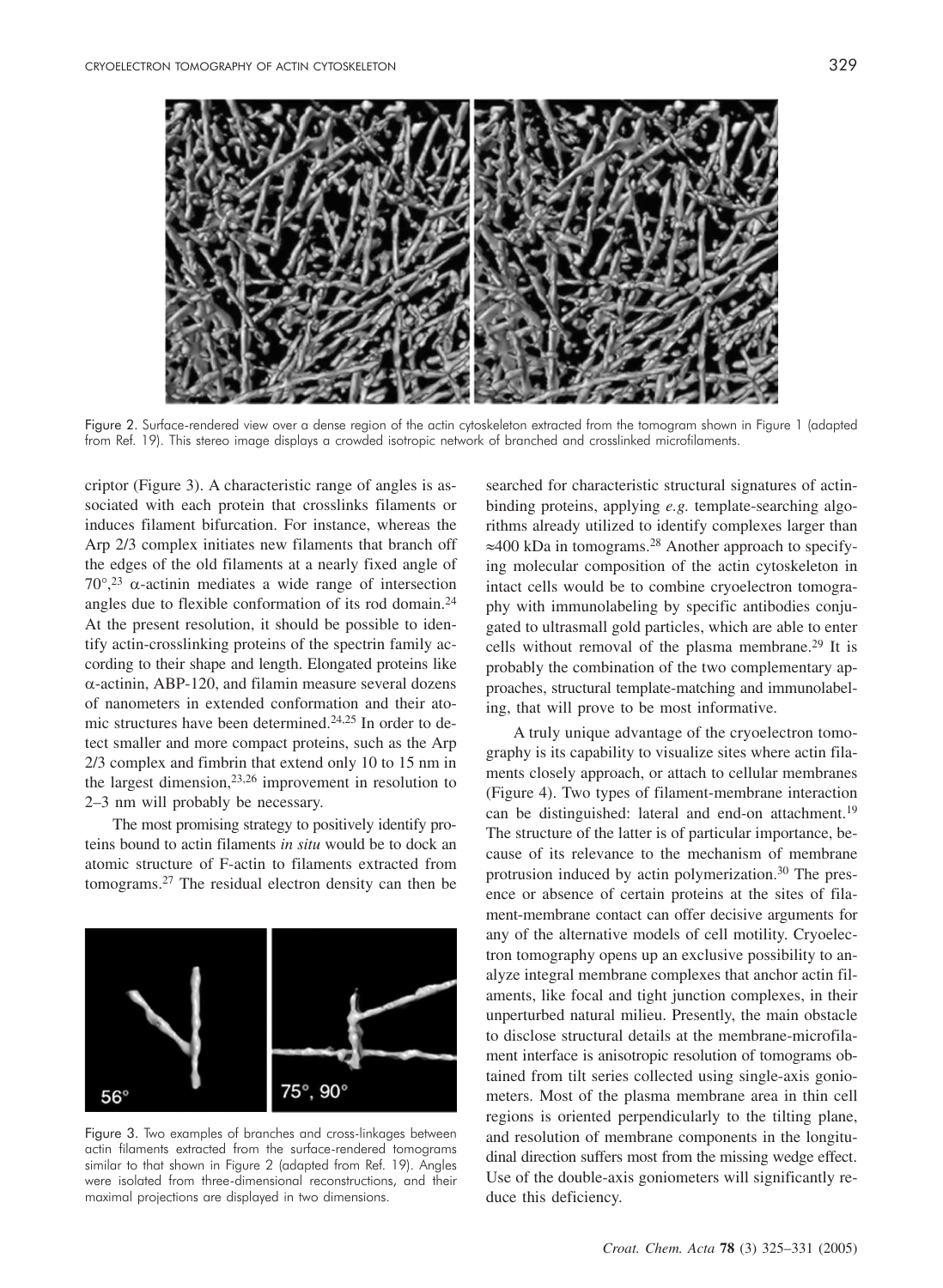Figure 2. Surface-rendered view over a dense region of the actin cytoskeleton extracted from the tomogram shown in Figure 1 (adapted from Ref. 19). This stereo image displays a crowded isotropic network of branched and crosslinked microfilaments.

criptor (Figure 3). A characteristic range of angles is associated with each protein that crosslinks filaments or induces filament bifurcation. For instance, whereas the Arp 2/3 complex initiates new filaments that branch off the edges of the old filaments at a nearly fixed angle of 70°,[23] α-actinin mediates a wide range of intersection angles due to flexible conformation of its rod domain.[24] At the present resolution, it should be possible to identify actin-crosslinking proteins of the spectrin family according to their shape and length. Elongated proteins like α-actinin, ABP-120, and filamin measure several dozens of nanometers in extended conformation and their atomic structures have been determined.[24,25] In order to detect smaller and more compact proteins, such as the Arp 2/3 complex and fimbrin that extend only 10 to 15 nm in the largest dimension,[23,26] improvement in resolution to 2–3 nm will probably be necessary.

The most promising strategy to positively identify proteins bound to actin filaments *in situ* would be to dock an atomic structure of F-actin to filaments extracted from tomograms.[27] The residual electron density can then be searched for characteristic structural signatures of actin-binding proteins, applying *e.g.* template-searching algorithms already utilized to identify complexes larger than ≈400 kDa in tomograms.[28] Another approach to specifying molecular composition of the actin cytoskeleton in intact cells would be to combine cryoelectron tomography with immunolabeling by specific antibodies conjugated to ultrasmall gold particles, which are able to enter cells without removal of the plasma membrane.[29] It is probably the combination of the two complementary approaches, structural template-matching and immunolabeling, that will prove to be most informative.

Figure 3. Two examples of branches and cross-linkages between actin filaments extracted from the surface-rendered tomograms similar to that shown in Figure 2 (adapted from Ref. 19). Angles were isolated from three-dimensional reconstructions, and their maximal projections are displayed in two dimensions.

A truly unique advantage of the cryoelectron tomography is its capability to visualize sites where actin filaments closely approach, or attach to cellular membranes (Figure 4). Two types of filament-membrane interaction can be distinguished: lateral and end-on attachment.[19] The structure of the latter is of particular importance, because of its relevance to the mechanism of membrane protrusion induced by actin polymerization.[30] The presence or absence of certain proteins at the sites of filament-membrane contact can offer decisive arguments for any of the alternative models of cell motility. Cryoelectron tomography opens up an exclusive possibility to analyze integral membrane complexes that anchor actin filaments, like focal and tight junction complexes, in their unperturbed natural milieu. Presently, the main obstacle to disclose structural details at the membrane-microfilament interface is anisotropic resolution of tomograms obtained from tilt series collected using single-axis goniometers. Most of the plasma membrane area in thin cell regions is oriented perpendicularly to the tilting plane, and resolution of membrane components in the longitudinal direction suffers most from the missing wedge effect. Use of the double-axis goniometers will significantly reduce this deficiency.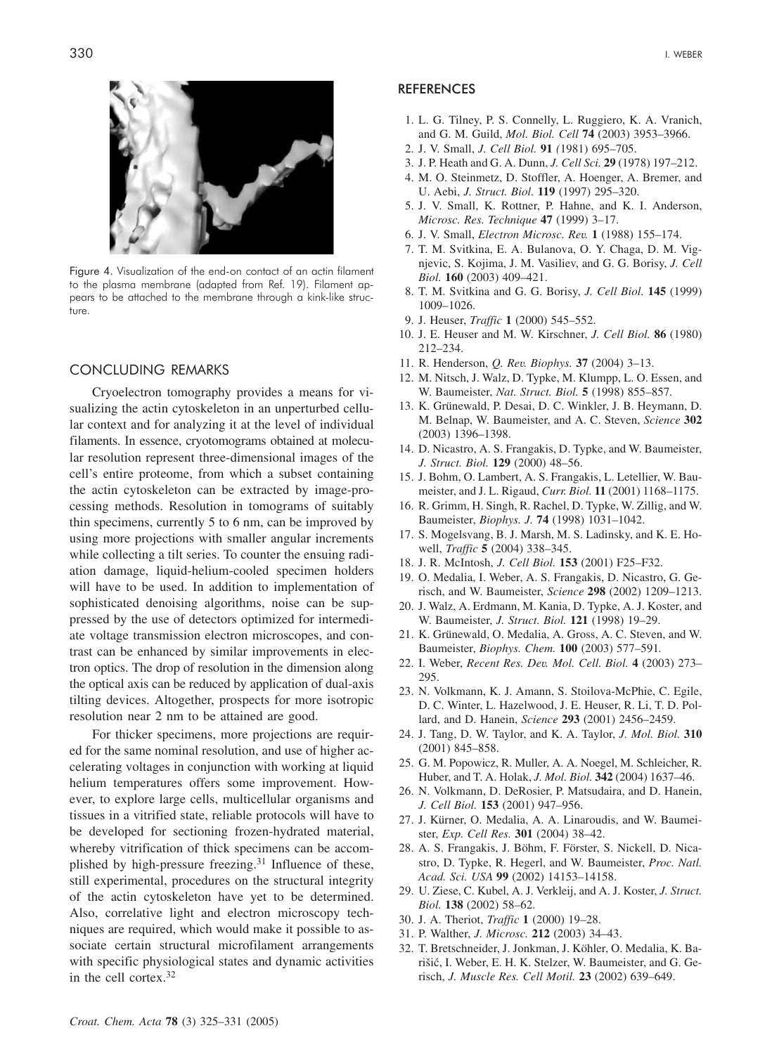Figure 4. Visualization of the end-on contact of an actin filament to the plasma membrane (adapted from Ref. 19). Filament appears to be attached to the membrane through a kink-like structure.

## CONCLUDING REMARKS

Cryoelectron tomography provides a means for visualizing the actin cytoskeleton in an unperturbed cellular context and for analyzing it at the level of individual filaments. In essence, cryotomograms obtained at molecular resolution represent three-dimensional images of the cell's entire proteome, from which a subset containing the actin cytoskeleton can be extracted by image-processing methods. Resolution in tomograms of suitably thin specimens, currently 5 to 6 nm, can be improved by using more projections with smaller angular increments while collecting a tilt series. To counter the ensuing radiation damage, liquid-helium-cooled specimen holders will have to be used. In addition to implementation of sophisticated denoising algorithms, noise can be suppressed by the use of detectors optimized for intermediate voltage transmission electron microscopes, and contrast can be enhanced by similar improvements in electron optics. The drop of resolution in the dimension along the optical axis can be reduced by application of dual-axis tilting devices. Altogether, prospects for more isotropic resolution near 2 nm to be attained are good.

For thicker specimens, more projections are required for the same nominal resolution, and use of higher accelerating voltages in conjunction with working at liquid helium temperatures offers some improvement. However, to explore large cells, multicellular organisms and tissues in a vitrified state, reliable protocols will have to be developed for sectioning frozen-hydrated material, whereby vitrification of thick specimens can be accomplished by high-pressure freezing.[31] Influence of these, still experimental, procedures on the structural integrity of the actin cytoskeleton have yet to be determined. Also, correlative light and electron microscopy techniques are required, which would make it possible to associate certain structural microfilament arrangements with specific physiological states and dynamic activities in the cell cortex.[32]

## REFERENCES

1. L. G. Tilney, P. S. Connelly, L. Ruggiero, K. A. Vranich, and G. M. Guild, *Mol. Biol. Cell* **74** (2003) 3953–3966.
2. J. V. Small, *J. Cell Biol.* **91** *(*1981) 695–705.
3. J. P. Heath and G. A. Dunn, *J. Cell Sci.* **29** (1978) 197–212.
4. M. O. Steinmetz, D. Stoffler, A. Hoenger, A. Bremer, and U. Aebi, *J. Struct. Biol.* **119** (1997) 295–320.
5. J. V. Small, K. Rottner, P. Hahne, and K. I. Anderson, *Microsc. Res. Technique* **47** (1999) 3–17.
6. J. V. Small, *Electron Microsc. Rev.* **1** (1988) 155–174.
7. T. M. Svitkina, E. A. Bulanova, O. Y. Chaga, D. M. Vignjevic, S. Kojima, J. M. Vasiliev, and G. G. Borisy, *J. Cell Biol.* **160** (2003) 409–421.
8. T. M. Svitkina and G. G. Borisy, *J. Cell Biol.* **145** (1999) 1009–1026.
9. J. Heuser, *Traffic* **1** (2000) 545–552.
10. J. E. Heuser and M. W. Kirschner, *J. Cell Biol.* **86** (1980) 212–234.
11. R. Henderson, *Q. Rev. Biophys.* **37** (2004) 3–13.
12. M. Nitsch, J. Walz, D. Typke, M. Klumpp, L. O. Essen, and W. Baumeister, *Nat. Struct. Biol.* **5** (1998) 855–857.
13. K. Grünewald, P. Desai, D. C. Winkler, J. B. Heymann, D. M. Belnap, W. Baumeister, and A. C. Steven, *Science* **302** (2003) 1396–1398.
14. D. Nicastro, A. S. Frangakis, D. Typke, and W. Baumeister, *J. Struct. Biol.* **129** (2000) 48–56.
15. J. Bohm, O. Lambert, A. S. Frangakis, L. Letellier, W. Baumeister, and J. L. Rigaud, *Curr. Biol.* **11** (2001) 1168–1175.
16. R. Grimm, H. Singh, R. Rachel, D. Typke, W. Zillig, and W. Baumeister, *Biophys. J.* **74** (1998) 1031–1042.
17. S. Mogelsvang, B. J. Marsh, M. S. Ladinsky, and K. E. Howell, *Traffic* **5** (2004) 338–345.
18. J. R. McIntosh, *J. Cell Biol.* **153** (2001) F25–F32.
19. O. Medalia, I. Weber, A. S. Frangakis, D. Nicastro, G. Gerisch, and W. Baumeister, *Science* **298** (2002) 1209–1213.
20. J. Walz, A. Erdmann, M. Kania, D. Typke, A. J. Koster, and W. Baumeister, *J. Struct. Biol.* **121** (1998) 19–29.
21. K. Grünewald, O. Medalia, A. Gross, A. C. Steven, and W. Baumeister, *Biophys. Chem.* **100** (2003) 577–591.
22. I. Weber, *Recent Res. Dev. Mol. Cell. Biol.* **4** (2003) 273–295.
23. N. Volkmann, K. J. Amann, S. Stoilova-McPhie, C. Egile, D. C. Winter, L. Hazelwood, J. E. Heuser, R. Li, T. D. Pollard, and D. Hanein, *Science* **293** (2001) 2456–2459.
24. J. Tang, D. W. Taylor, and K. A. Taylor, *J. Mol. Biol.* **310** (2001) 845–858.
25. G. M. Popowicz, R. Muller, A. A. Noegel, M. Schleicher, R. Huber, and T. A. Holak, *J. Mol. Biol.* **342** (2004) 1637–46.
26. N. Volkmann, D. DeRosier, P. Matsudaira, and D. Hanein, *J. Cell Biol.* **153** (2001) 947–956.
27. J. Kürner, O. Medalia, A. A. Linaroudis, and W. Baumeister, *Exp. Cell Res.* **301** (2004) 38–42.
28. A. S. Frangakis, J. Böhm, F. Förster, S. Nickell, D. Nicastro, D. Typke, R. Hegerl, and W. Baumeister, *Proc. Natl. Acad. Sci. USA* **99** (2002) 14153–14158.
29. U. Ziese, C. Kubel, A. J. Verkleij, and A. J. Koster, *J. Struct. Biol.* **138** (2002) 58–62.
30. J. A. Theriot, *Traffic* **1** (2000) 19–28.
31. P. Walther, *J. Microsc.* **212** (2003) 34–43.
32. T. Bretschneider, J. Jonkman, J. Köhler, O. Medalia, K. Barišić, I. Weber, E. H. K. Stelzer, W. Baumeister, and G. Gerisch, *J. Muscle Res. Cell Motil.* **23** (2002) 639–649.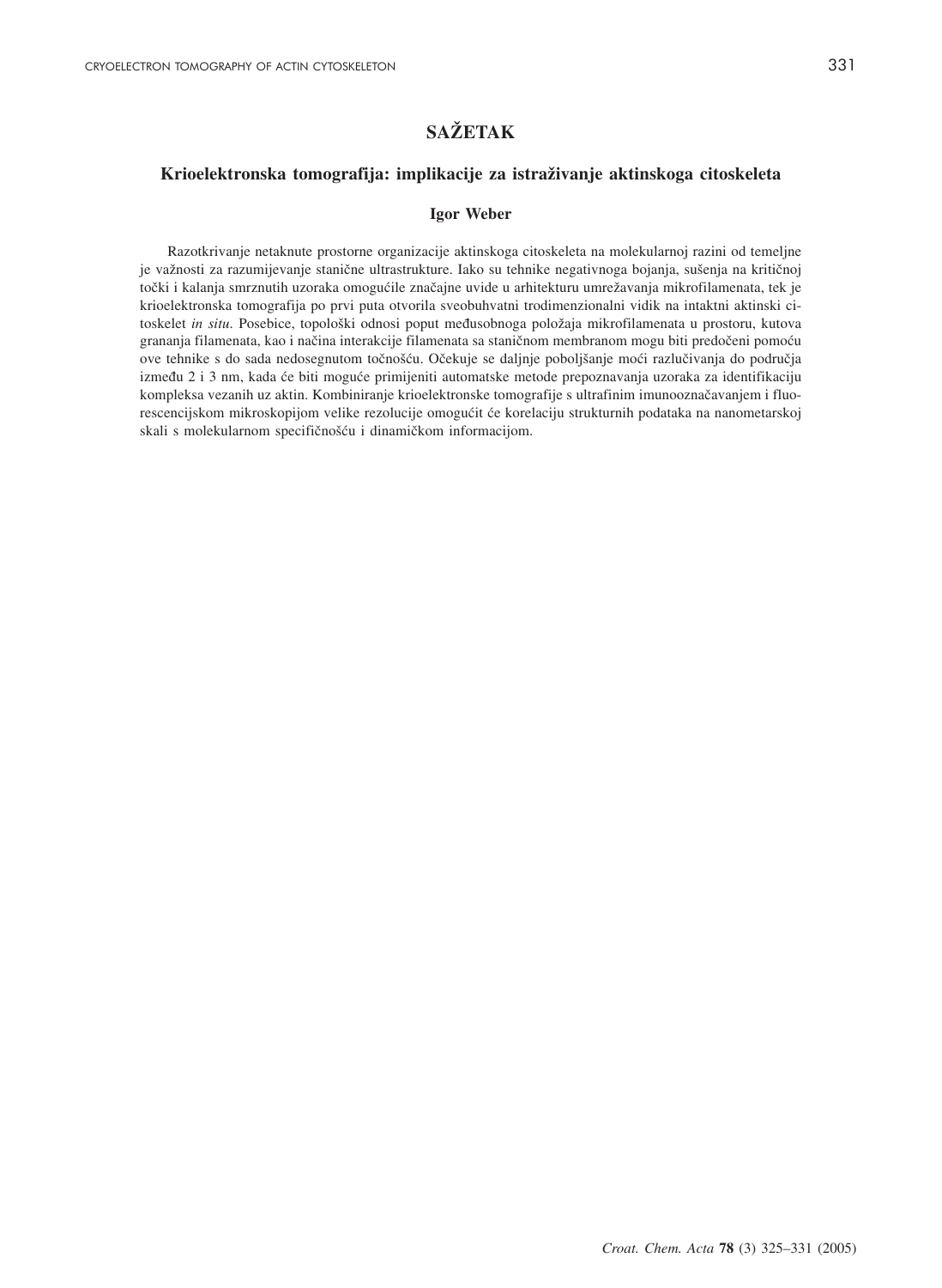# SAŽETAK

## Krioelektronska tomografija: implikacije za istraživanje aktinskoga citoskeleta

### Igor Weber

Razotkrivanje netaknute prostorne organizacije aktinskoga citoskeleta na molekularnoj razini od temeljne je važnosti za razumijevanje stanične ultrastrukture. Iako su tehnike negativnoga bojanja, sušenja na kritičnoj točki i kalanja smrznutih uzoraka omogućile značajne uvide u arhitekturu umrežavanja mikrofilamenata, tek je krioelektronska tomografija po prvi puta otvorila sveobuhvatni trodimenzionalni vidik na intaktni aktinski citoskelet *in situ*. Posebice, topološki odnosi poput međusobnoga položaja mikrofilamenata u prostoru, kutova grananja filamenata, kao i načina interakcije filamenata sa staničnom membranom mogu biti predočeni pomoću ove tehnike s do sada nedosegnutom točnošću. Očekuje se daljnje poboljšanje moći razlučivanja do područja između 2 i 3 nm, kada će biti moguće primijeniti automatske metode prepoznavanja uzoraka za identifikaciju kompleksa vezanih uz aktin. Kombiniranje krioelektronske tomografije s ultrafinim imunooznačavanjem i fluorescencijskom mikroskopijom velike rezolucije omogućit će korelaciju strukturnih podataka na nanometarskoj skali s molekularnom specifičnošću i dinamičkom informacijom.